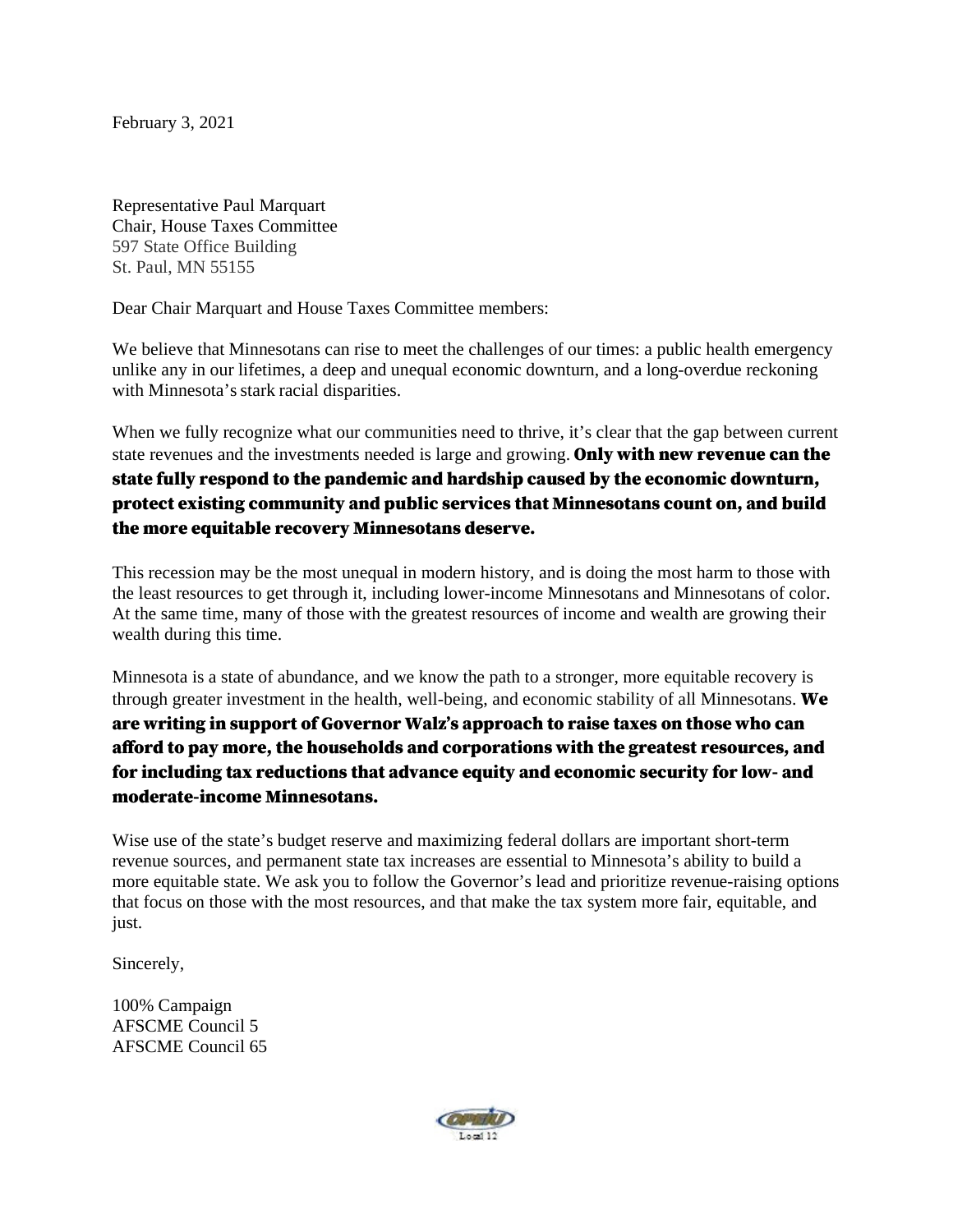February 3, 2021

Representative Paul Marquart
Chair, House Taxes Committee
597 State Office Building
St. Paul, MN 55155

Dear Chair Marquart and House Taxes Committee members:

We believe that Minnesotans can rise to meet the challenges of our times: a public health emergency unlike any in our lifetimes, a deep and unequal economic downturn, and a long-overdue reckoning with Minnesota's stark racial disparities.

When we fully recognize what our communities need to thrive, it's clear that the gap between current state revenues and the investments needed is large and growing. **Only with new revenue can the state fully respond to the pandemic and hardship caused by the economic downturn, protect existing community and public services that Minnesotans count on, and build the more equitable recovery Minnesotans deserve.**

This recession may be the most unequal in modern history, and is doing the most harm to those with the least resources to get through it, including lower-income Minnesotans and Minnesotans of color. At the same time, many of those with the greatest resources of income and wealth are growing their wealth during this time.

Minnesota is a state of abundance, and we know the path to a stronger, more equitable recovery is through greater investment in the health, well-being, and economic stability of all Minnesotans. **We are writing in support of Governor Walz's approach to raise taxes on those who can afford to pay more, the households and corporations with the greatest resources, and for including tax reductions that advance equity and economic security for low- and moderate-income Minnesotans.**

Wise use of the state's budget reserve and maximizing federal dollars are important short-term revenue sources, and permanent state tax increases are essential to Minnesota's ability to build a more equitable state. We ask you to follow the Governor's lead and prioritize revenue-raising options that focus on those with the most resources, and that make the tax system more fair, equitable, and just.

Sincerely,

100% Campaign
AFSCME Council 5
AFSCME Council 65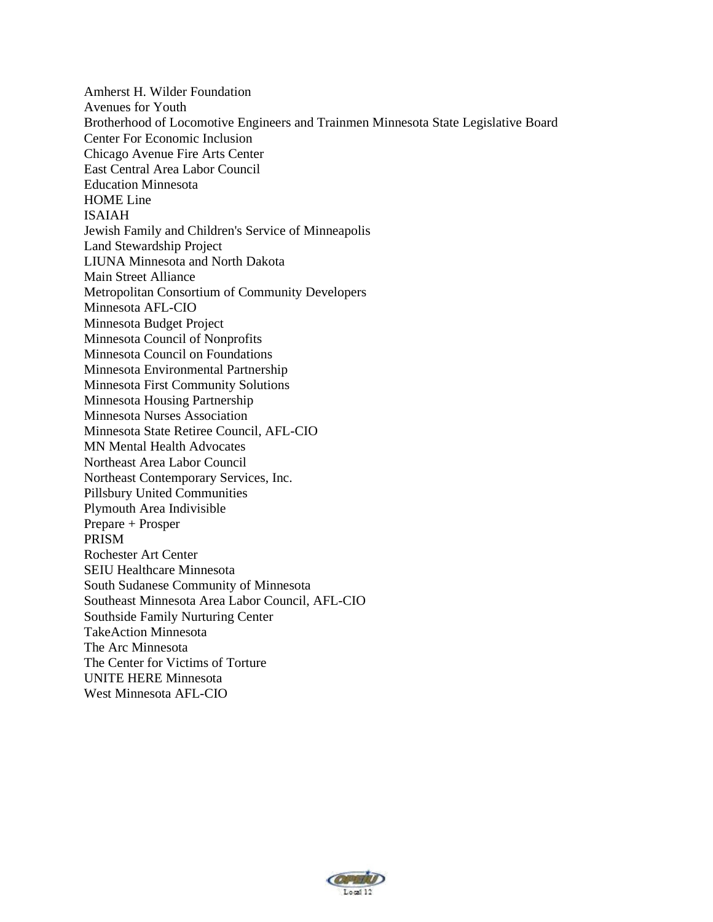Amherst H. Wilder Foundation
Avenues for Youth
Brotherhood of Locomotive Engineers and Trainmen Minnesota State Legislative Board
Center For Economic Inclusion
Chicago Avenue Fire Arts Center
East Central Area Labor Council
Education Minnesota
HOME Line
ISAIAH
Jewish Family and Children's Service of Minneapolis
Land Stewardship Project
LIUNA Minnesota and North Dakota
Main Street Alliance
Metropolitan Consortium of Community Developers
Minnesota AFL-CIO
Minnesota Budget Project
Minnesota Council of Nonprofits
Minnesota Council on Foundations
Minnesota Environmental Partnership
Minnesota First Community Solutions
Minnesota Housing Partnership
Minnesota Nurses Association
Minnesota State Retiree Council, AFL-CIO
MN Mental Health Advocates
Northeast Area Labor Council
Northeast Contemporary Services, Inc.
Pillsbury United Communities
Plymouth Area Indivisible
Prepare + Prosper
PRISM
Rochester Art Center
SEIU Healthcare Minnesota
South Sudanese Community of Minnesota
Southeast Minnesota Area Labor Council, AFL-CIO
Southside Family Nurturing Center
TakeAction Minnesota
The Arc Minnesota
The Center for Victims of Torture
UNITE HERE Minnesota
West Minnesota AFL-CIO